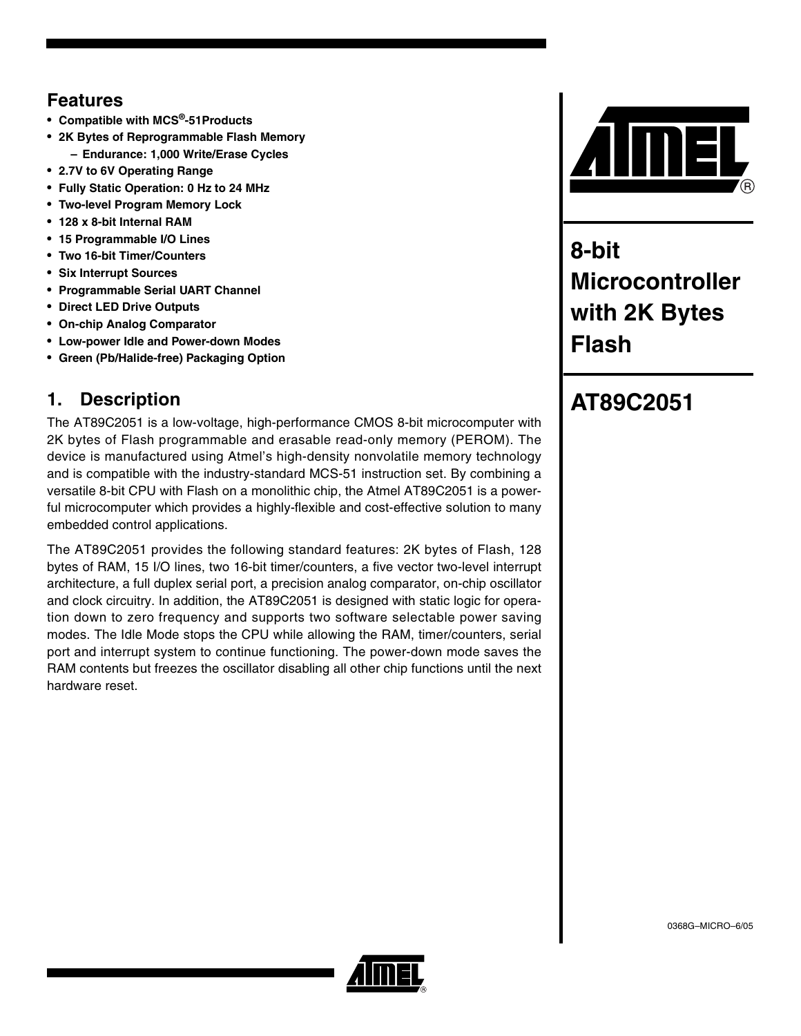## Features

- Compatible with MCS®-51Products
- 2K Bytes of Reprogrammable Flash Memory
  - Endurance: 1,000 Write/Erase Cycles
- 2.7V to 6V Operating Range
- Fully Static Operation: 0 Hz to 24 MHz
- Two-level Program Memory Lock
- 128 x 8-bit Internal RAM
- 15 Programmable I/O Lines
- Two 16-bit Timer/Counters
- Six Interrupt Sources
- Programmable Serial UART Channel
- Direct LED Drive Outputs
- On-chip Analog Comparator
- Low-power Idle and Power-down Modes
- Green (Pb/Halide-free) Packaging Option

# 8-bit Microcontroller with 2K Bytes Flash

# AT89C2051

## 1. Description

The AT89C2051 is a low-voltage, high-performance CMOS 8-bit microcomputer with 2K bytes of Flash programmable and erasable read-only memory (PEROM). The device is manufactured using Atmel's high-density nonvolatile memory technology and is compatible with the industry-standard MCS-51 instruction set. By combining a versatile 8-bit CPU with Flash on a monolithic chip, the Atmel AT89C2051 is a powerful microcomputer which provides a highly-flexible and cost-effective solution to many embedded control applications.

The AT89C2051 provides the following standard features: 2K bytes of Flash, 128 bytes of RAM, 15 I/O lines, two 16-bit timer/counters, a five vector two-level interrupt architecture, a full duplex serial port, a precision analog comparator, on-chip oscillator and clock circuitry. In addition, the AT89C2051 is designed with static logic for operation down to zero frequency and supports two software selectable power saving modes. The Idle Mode stops the CPU while allowing the RAM, timer/counters, serial port and interrupt system to continue functioning. The power-down mode saves the RAM contents but freezes the oscillator disabling all other chip functions until the next hardware reset.

0368G–MICRO–6/05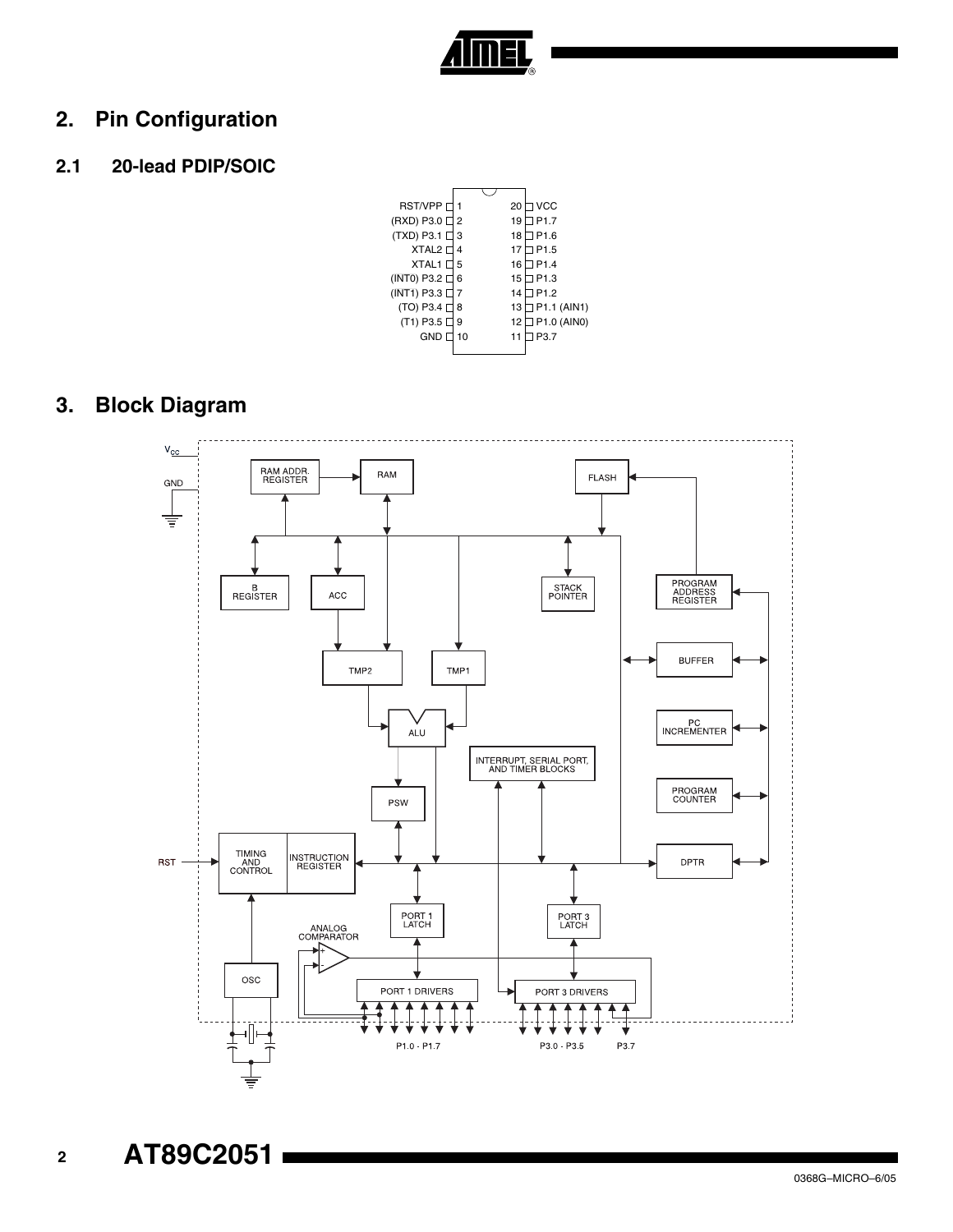## 2. Pin Configuration

### 2.1 20-lead PDIP/SOIC

| Pin | Name | Pin | Name |
|---|---|---|---|
| 1 | RST/VPP | 20 | VCC |
| 2 | (RXD) P3.0 | 19 | P1.7 |
| 3 | (TXD) P3.1 | 18 | P1.6 |
| 4 | XTAL2 | 17 | P1.5 |
| 5 | XTAL1 | 16 | P1.4 |
| 6 | (INT0) P3.2 | 15 | P1.3 |
| 7 | (INT1) P3.3 | 14 | P1.2 |
| 8 | (TO) P3.4 | 13 | P1.1 (AIN1) |
| 9 | (T1) P3.5 | 12 | P1.0 (AIN0) |
| 10 | GND | 11 | P3.7 |

## 3. Block Diagram

$V_{CC}$

GND

RAM ADDR. REGISTER

RAM

FLASH

B REGISTER

ACC

STACK POINTER

PROGRAM ADDRESS REGISTER

BUFFER

TMP2

TMP1

ALU

PC INCREMENTER

INTERRUPT, SERIAL PORT, AND TIMER BLOCKS

PSW

PROGRAM COUNTER

RST

TIMING AND CONTROL

INSTRUCTION REGISTER

DPTR

PORT 1 LATCH

PORT 3 LATCH

ANALOG COMPARATOR

OSC

PORT 1 DRIVERS

PORT 3 DRIVERS

P1.0 - P1.7

P3.0 - P3.5

P3.7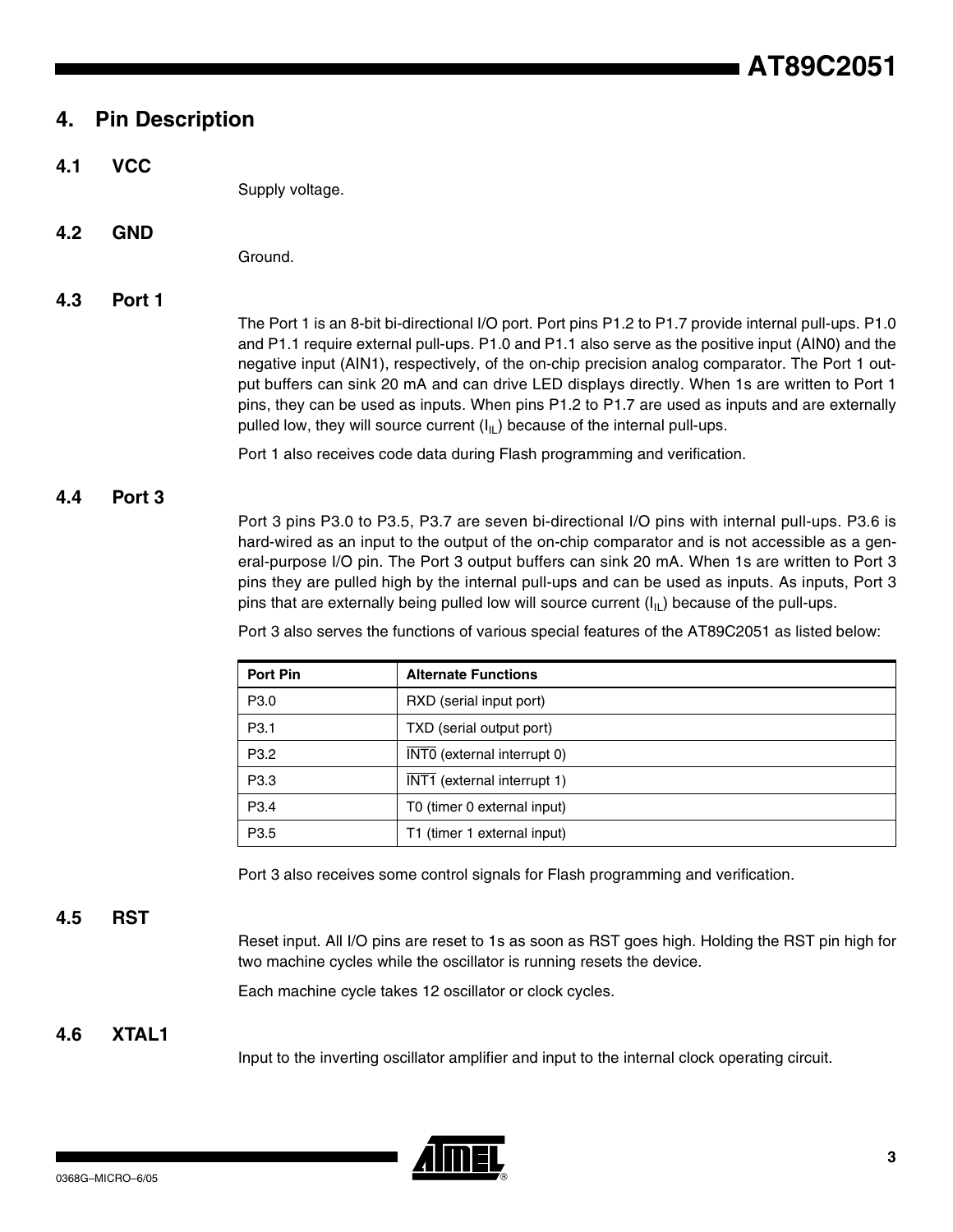# 4. Pin Description

## 4.1 VCC

Supply voltage.

## 4.2 GND

Ground.

## 4.3 Port 1

The Port 1 is an 8-bit bi-directional I/O port. Port pins P1.2 to P1.7 provide internal pull-ups. P1.0 and P1.1 require external pull-ups. P1.0 and P1.1 also serve as the positive input (AIN0) and the negative input (AIN1), respectively, of the on-chip precision analog comparator. The Port 1 output buffers can sink 20 mA and can drive LED displays directly. When 1s are written to Port 1 pins, they can be used as inputs. When pins P1.2 to P1.7 are used as inputs and are externally pulled low, they will source current ($I_{IL}$) because of the internal pull-ups.

Port 1 also receives code data during Flash programming and verification.

## 4.4 Port 3

Port 3 pins P3.0 to P3.5, P3.7 are seven bi-directional I/O pins with internal pull-ups. P3.6 is hard-wired as an input to the output of the on-chip comparator and is not accessible as a general-purpose I/O pin. The Port 3 output buffers can sink 20 mA. When 1s are written to Port 3 pins they are pulled high by the internal pull-ups and can be used as inputs. As inputs, Port 3 pins that are externally being pulled low will source current ($I_{IL}$) because of the pull-ups.

Port 3 also serves the functions of various special features of the AT89C2051 as listed below:

| Port Pin | Alternate Functions |
| --- | --- |
| P3.0 | RXD (serial input port) |
| P3.1 | TXD (serial output port) |
| P3.2 | $\overline{\text{INT0}}$ (external interrupt 0) |
| P3.3 | $\overline{\text{INT1}}$ (external interrupt 1) |
| P3.4 | T0 (timer 0 external input) |
| P3.5 | T1 (timer 1 external input) |

Port 3 also receives some control signals for Flash programming and verification.

## 4.5 RST

Reset input. All I/O pins are reset to 1s as soon as RST goes high. Holding the RST pin high for two machine cycles while the oscillator is running resets the device.

Each machine cycle takes 12 oscillator or clock cycles.

## 4.6 XTAL1

Input to the inverting oscillator amplifier and input to the internal clock operating circuit.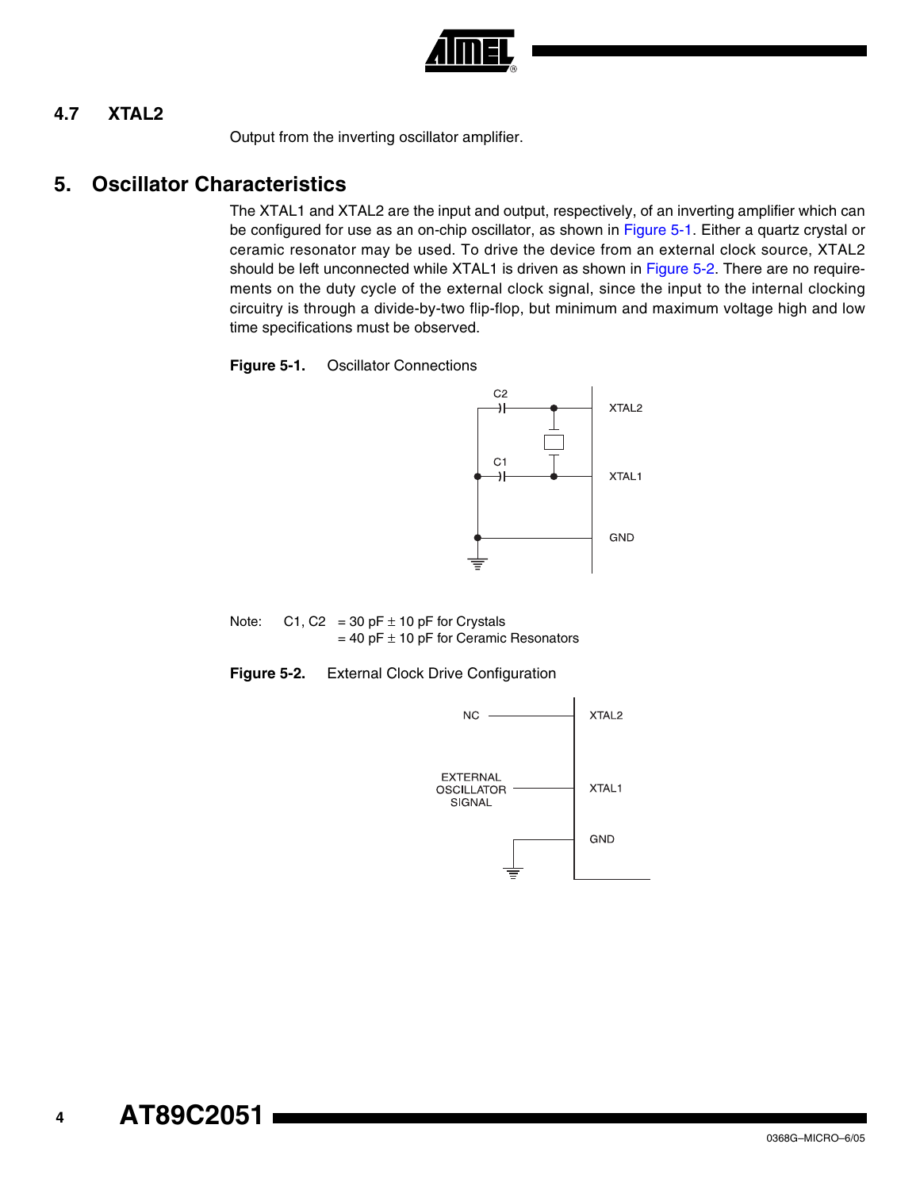### 4.7 XTAL2

Output from the inverting oscillator amplifier.

## 5. Oscillator Characteristics

The XTAL1 and XTAL2 are the input and output, respectively, of an inverting amplifier which can be configured for use as an on-chip oscillator, as shown in Figure 5-1. Either a quartz crystal or ceramic resonator may be used. To drive the device from an external clock source, XTAL2 should be left unconnected while XTAL1 is driven as shown in Figure 5-2. There are no requirements on the duty cycle of the external clock signal, since the input to the internal clocking circuitry is through a divide-by-two flip-flop, but minimum and maximum voltage high and low time specifications must be observed.

**Figure 5-1.** Oscillator Connections

Note: C1, C2 = 30 pF ± 10 pF for Crystals
= 40 pF ± 10 pF for Ceramic Resonators

**Figure 5-2.** External Clock Drive Configuration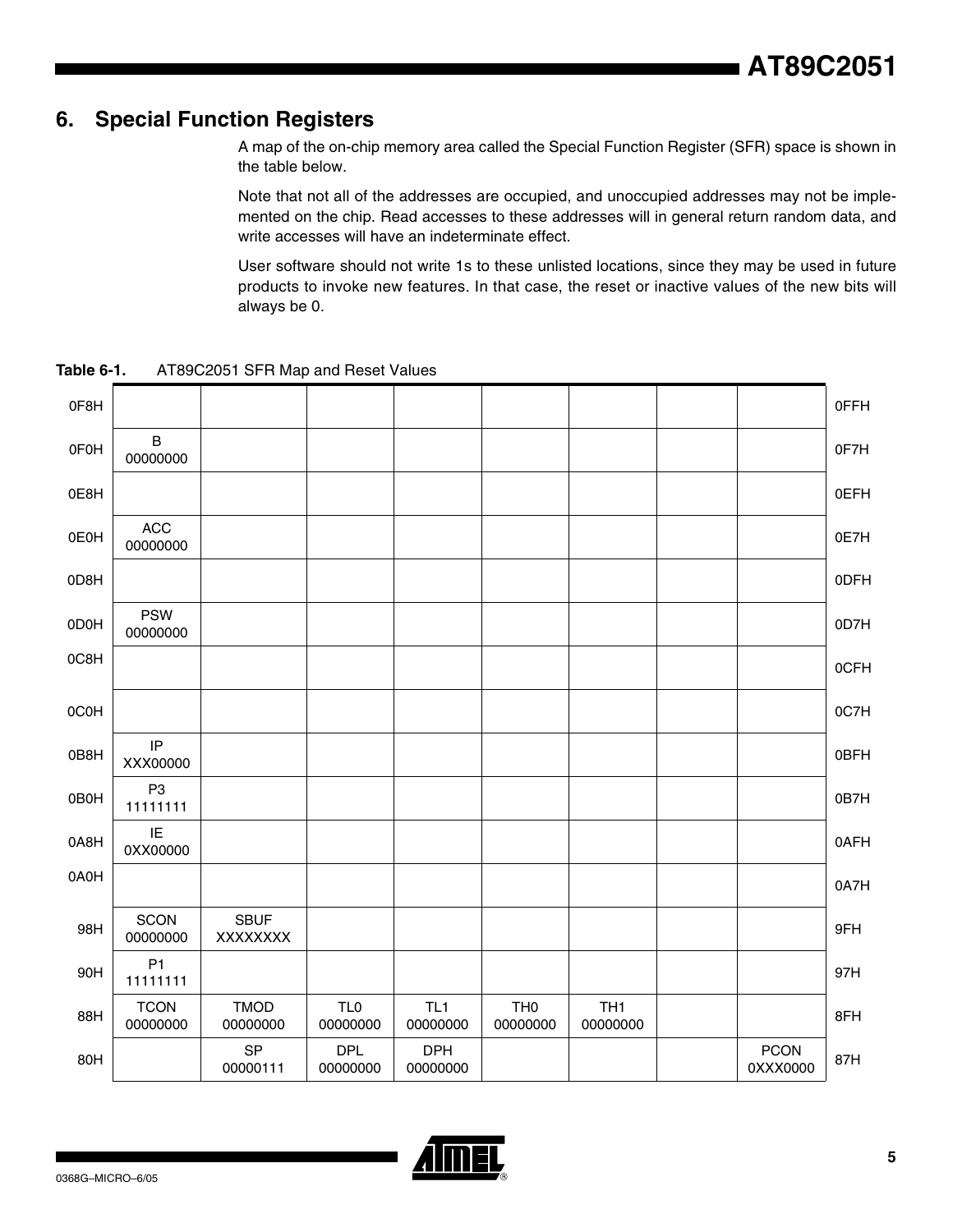## 6. Special Function Registers

A map of the on-chip memory area called the Special Function Register (SFR) space is shown in the table below.

Note that not all of the addresses are occupied, and unoccupied addresses may not be implemented on the chip. Read accesses to these addresses will in general return random data, and write accesses will have an indeterminate effect.

User software should not write 1s to these unlisted locations, since they may be used in future products to invoke new features. In that case, the reset or inactive values of the new bits will always be 0.

**Table 6-1.** AT89C2051 SFR Map and Reset Values

| | | | | | | | | | |
|---|---|---|---|---|---|---|---|---|---|
| 0F8H | | | | | | | | | 0FFH |
| 0F0H | B 00000000 | | | | | | | | 0F7H |
| 0E8H | | | | | | | | | 0EFH |
| 0E0H | ACC 00000000 | | | | | | | | 0E7H |
| 0D8H | | | | | | | | | 0DFH |
| 0D0H | PSW 00000000 | | | | | | | | 0D7H |
| 0C8H | | | | | | | | | 0CFH |
| 0C0H | | | | | | | | | 0C7H |
| 0B8H | IP XXX00000 | | | | | | | | 0BFH |
| 0B0H | P3 11111111 | | | | | | | | 0B7H |
| 0A8H | IE 0XX00000 | | | | | | | | 0AFH |
| 0A0H | | | | | | | | | 0A7H |
| 98H | SCON 00000000 | SBUF XXXXXXXX | | | | | | | 9FH |
| 90H | P1 11111111 | | | | | | | | 97H |
| 88H | TCON 00000000 | TMOD 00000000 | TL0 00000000 | TL1 00000000 | TH0 00000000 | TH1 00000000 | | | 8FH |
| 80H | | SP 00000111 | DPL 00000000 | DPH 00000000 | | | | PCON 0XXX0000 | 87H |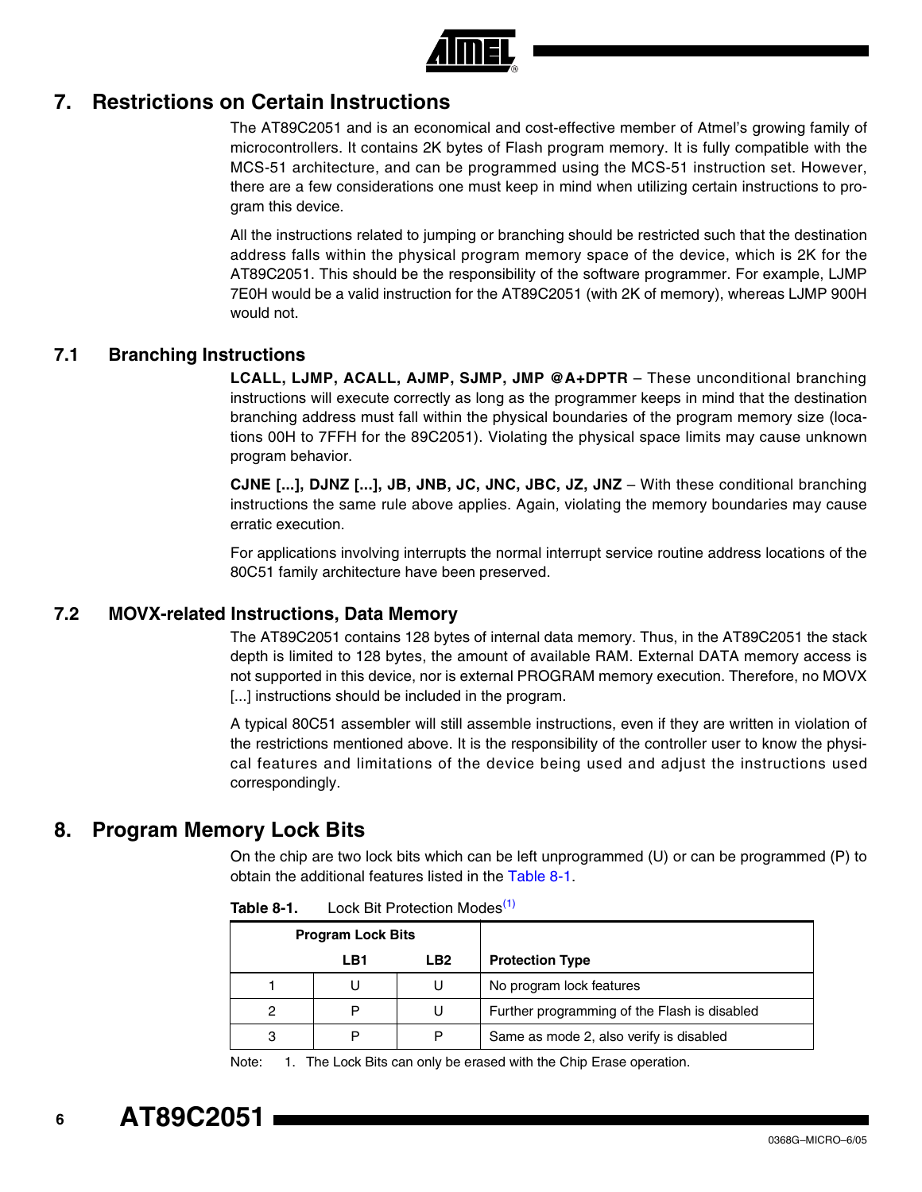# 7. Restrictions on Certain Instructions

The AT89C2051 and is an economical and cost-effective member of Atmel's growing family of microcontrollers. It contains 2K bytes of Flash program memory. It is fully compatible with the MCS-51 architecture, and can be programmed using the MCS-51 instruction set. However, there are a few considerations one must keep in mind when utilizing certain instructions to program this device.

All the instructions related to jumping or branching should be restricted such that the destination address falls within the physical program memory space of the device, which is 2K for the AT89C2051. This should be the responsibility of the software programmer. For example, LJMP 7E0H would be a valid instruction for the AT89C2051 (with 2K of memory), whereas LJMP 900H would not.

## 7.1 Branching Instructions

**LCALL, LJMP, ACALL, AJMP, SJMP, JMP @A+DPTR** – These unconditional branching instructions will execute correctly as long as the programmer keeps in mind that the destination branching address must fall within the physical boundaries of the program memory size (locations 00H to 7FFH for the 89C2051). Violating the physical space limits may cause unknown program behavior.

**CJNE [...], DJNZ [...], JB, JNB, JC, JNC, JBC, JZ, JNZ** – With these conditional branching instructions the same rule above applies. Again, violating the memory boundaries may cause erratic execution.

For applications involving interrupts the normal interrupt service routine address locations of the 80C51 family architecture have been preserved.

## 7.2 MOVX-related Instructions, Data Memory

The AT89C2051 contains 128 bytes of internal data memory. Thus, in the AT89C2051 the stack depth is limited to 128 bytes, the amount of available RAM. External DATA memory access is not supported in this device, nor is external PROGRAM memory execution. Therefore, no MOVX [...] instructions should be included in the program.

A typical 80C51 assembler will still assemble instructions, even if they are written in violation of the restrictions mentioned above. It is the responsibility of the controller user to know the physical features and limitations of the device being used and adjust the instructions used correspondingly.

# 8. Program Memory Lock Bits

On the chip are two lock bits which can be left unprogrammed (U) or can be programmed (P) to obtain the additional features listed in the Table 8-1.

**Table 8-1.** Lock Bit Protection Modes[1]

| Program Lock Bits | | | |
|---|---|---|---|
| | LB1 | LB2 | Protection Type |
| 1 | U | U | No program lock features |
| 2 | P | U | Further programming of the Flash is disabled |
| 3 | P | P | Same as mode 2, also verify is disabled |

Note: 1. The Lock Bits can only be erased with the Chip Erase operation.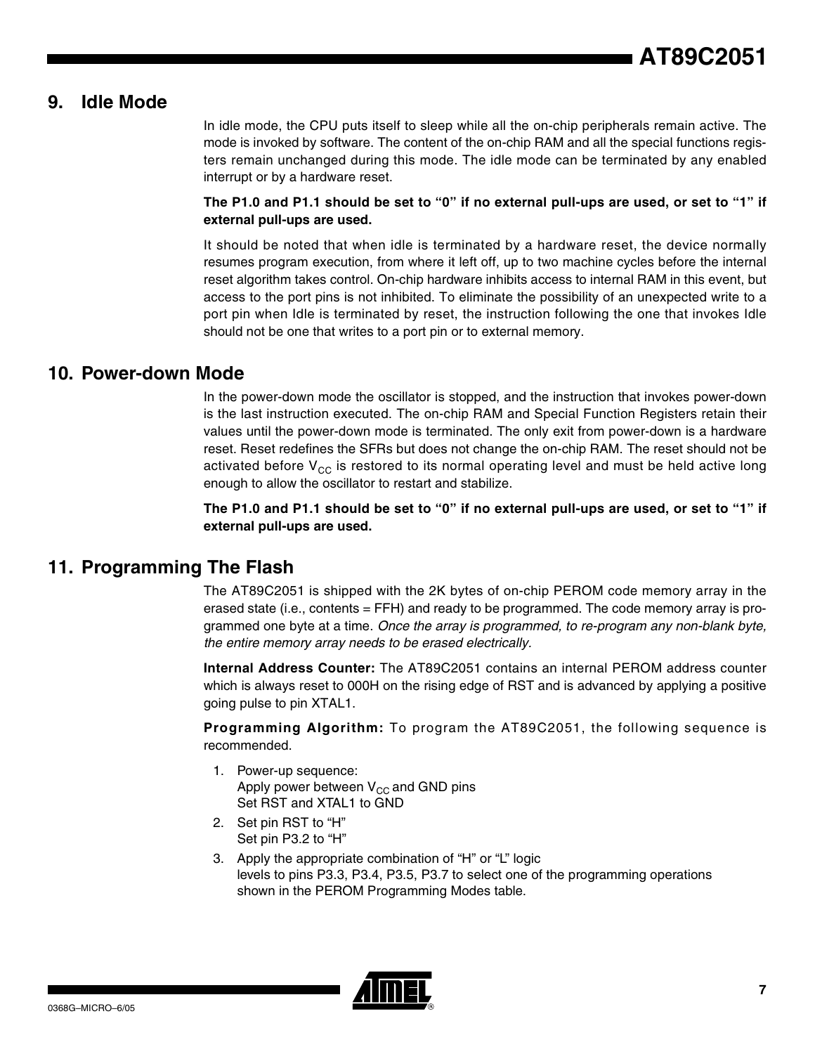## 9. Idle Mode

In idle mode, the CPU puts itself to sleep while all the on-chip peripherals remain active. The mode is invoked by software. The content of the on-chip RAM and all the special functions registers remain unchanged during this mode. The idle mode can be terminated by any enabled interrupt or by a hardware reset.

**The P1.0 and P1.1 should be set to “0” if no external pull-ups are used, or set to “1” if external pull-ups are used.**

It should be noted that when idle is terminated by a hardware reset, the device normally resumes program execution, from where it left off, up to two machine cycles before the internal reset algorithm takes control. On-chip hardware inhibits access to internal RAM in this event, but access to the port pins is not inhibited. To eliminate the possibility of an unexpected write to a port pin when Idle is terminated by reset, the instruction following the one that invokes Idle should not be one that writes to a port pin or to external memory.

## 10. Power-down Mode

In the power-down mode the oscillator is stopped, and the instruction that invokes power-down is the last instruction executed. The on-chip RAM and Special Function Registers retain their values until the power-down mode is terminated. The only exit from power-down is a hardware reset. Reset redefines the SFRs but does not change the on-chip RAM. The reset should not be activated before $V_{CC}$ is restored to its normal operating level and must be held active long enough to allow the oscillator to restart and stabilize.

**The P1.0 and P1.1 should be set to “0” if no external pull-ups are used, or set to “1” if external pull-ups are used.**

## 11. Programming The Flash

The AT89C2051 is shipped with the 2K bytes of on-chip PEROM code memory array in the erased state (i.e., contents = FFH) and ready to be programmed. The code memory array is programmed one byte at a time. *Once the array is programmed, to re-program any non-blank byte, the entire memory array needs to be erased electrically.*

**Internal Address Counter:** The AT89C2051 contains an internal PEROM address counter which is always reset to 000H on the rising edge of RST and is advanced by applying a positive going pulse to pin XTAL1.

**Programming Algorithm:** To program the AT89C2051, the following sequence is recommended.

1. Power-up sequence:
   Apply power between $V_{CC}$ and GND pins
   Set RST and XTAL1 to GND
2. Set pin RST to “H”
   Set pin P3.2 to “H”
3. Apply the appropriate combination of “H” or “L” logic levels to pins P3.3, P3.4, P3.5, P3.7 to select one of the programming operations shown in the PEROM Programming Modes table.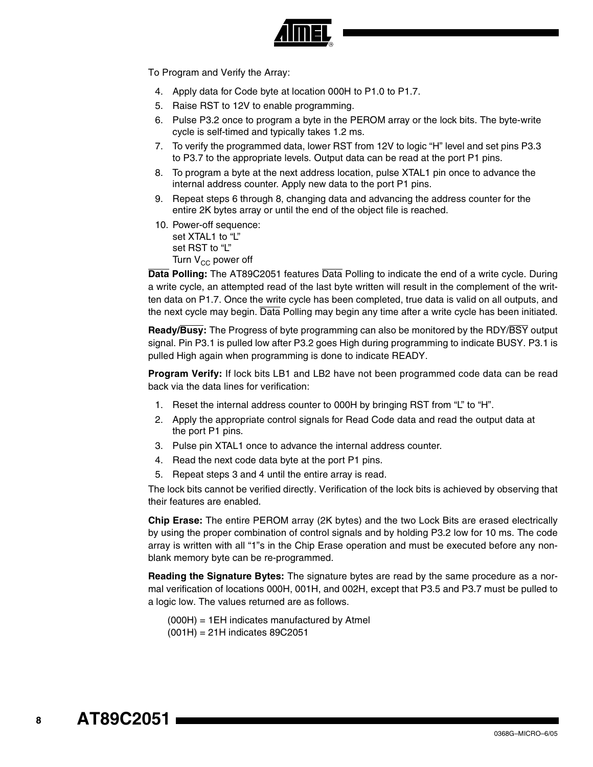To Program and Verify the Array:

4. Apply data for Code byte at location 000H to P1.0 to P1.7.
5. Raise RST to 12V to enable programming.
6. Pulse P3.2 once to program a byte in the PEROM array or the lock bits. The byte-write cycle is self-timed and typically takes 1.2 ms.
7. To verify the programmed data, lower RST from 12V to logic "H" level and set pins P3.3 to P3.7 to the appropriate levels. Output data can be read at the port P1 pins.
8. To program a byte at the next address location, pulse XTAL1 pin once to advance the internal address counter. Apply new data to the port P1 pins.
9. Repeat steps 6 through 8, changing data and advancing the address counter for the entire 2K bytes array or until the end of the object file is reached.
10. Power-off sequence:
    set XTAL1 to "L"
    set RST to "L"
    Turn $V_{CC}$ power off

**$\overline{\text{Data}}$ Polling:** The AT89C2051 features $\overline{\text{Data}}$ Polling to indicate the end of a write cycle. During a write cycle, an attempted read of the last byte written will result in the complement of the written data on P1.7. Once the write cycle has been completed, true data is valid on all outputs, and the next cycle may begin. $\overline{\text{Data}}$ Polling may begin any time after a write cycle has been initiated.

**Ready/$\overline{\text{Busy}}$:** The Progress of byte programming can also be monitored by the RDY/$\overline{\text{BSY}}$ output signal. Pin P3.1 is pulled low after P3.2 goes High during programming to indicate BUSY. P3.1 is pulled High again when programming is done to indicate READY.

**Program Verify:** If lock bits LB1 and LB2 have not been programmed code data can be read back via the data lines for verification:

1. Reset the internal address counter to 000H by bringing RST from "L" to "H".
2. Apply the appropriate control signals for Read Code data and read the output data at the port P1 pins.
3. Pulse pin XTAL1 once to advance the internal address counter.
4. Read the next code data byte at the port P1 pins.
5. Repeat steps 3 and 4 until the entire array is read.

The lock bits cannot be verified directly. Verification of the lock bits is achieved by observing that their features are enabled.

**Chip Erase:** The entire PEROM array (2K bytes) and the two Lock Bits are erased electrically by using the proper combination of control signals and by holding P3.2 low for 10 ms. The code array is written with all "1"s in the Chip Erase operation and must be executed before any non-blank memory byte can be re-programmed.

**Reading the Signature Bytes:** The signature bytes are read by the same procedure as a normal verification of locations 000H, 001H, and 002H, except that P3.5 and P3.7 must be pulled to a logic low. The values returned are as follows.

(000H) = 1EH indicates manufactured by Atmel
(001H) = 21H indicates 89C2051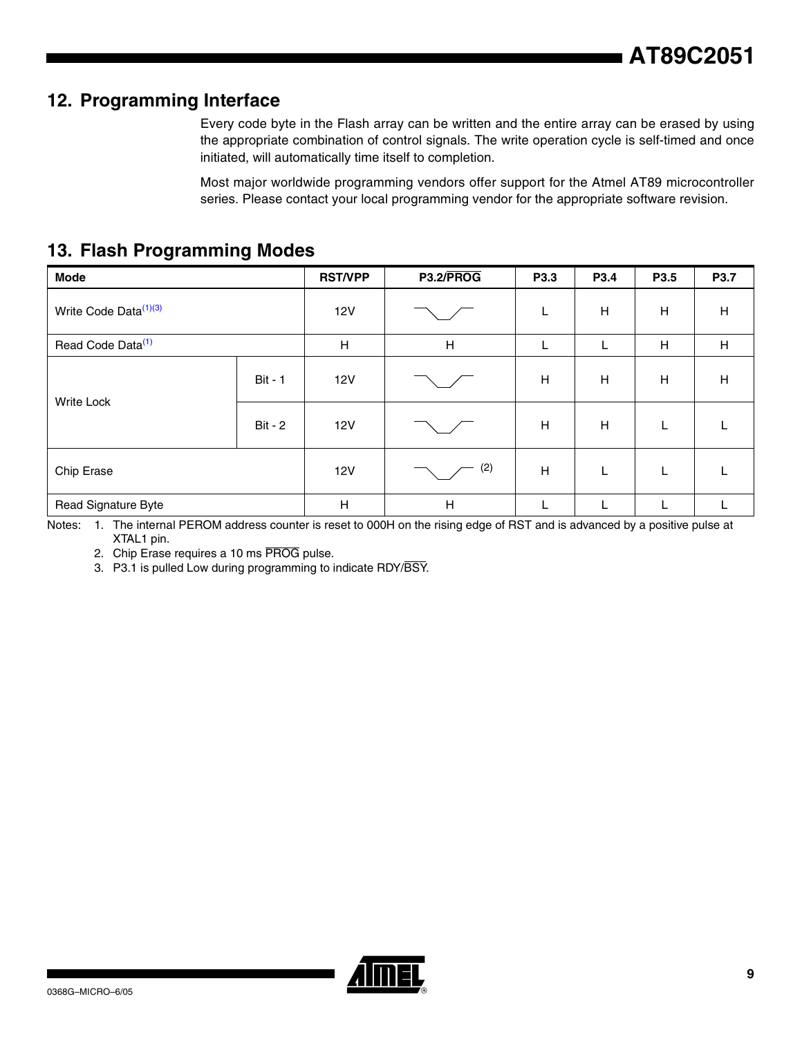## 12. Programming Interface

Every code byte in the Flash array can be written and the entire array can be erased by using the appropriate combination of control signals. The write operation cycle is self-timed and once initiated, will automatically time itself to completion.

Most major worldwide programming vendors offer support for the Atmel AT89 microcontroller series. Please contact your local programming vendor for the appropriate software revision.

## 13. Flash Programming Modes

| Mode | | RST/VPP | P3.2/$\overline{\text{PROG}}$ | P3.3 | P3.4 | P3.5 | P3.7 |
|---|---|---|---|---|---|---|---|
| Write Code Data[(1)(3)] | | 12V | ‾\_/‾ | L | H | H | H |
| Read Code Data[(1)] | | H | H | L | L | H | H |
| Write Lock | Bit - 1 | 12V | ‾\_/‾ | H | H | H | H |
| | Bit - 2 | 12V | ‾\_/‾ | H | H | L | L |
| Chip Erase | | 12V | ‾\_/‾ (2) | H | L | L | L |
| Read Signature Byte | | H | H | L | L | L | L |

Notes: 1. The internal PEROM address counter is reset to 000H on the rising edge of RST and is advanced by a positive pulse at XTAL1 pin.

2. Chip Erase requires a 10 ms $\overline{\text{PROG}}$ pulse.

3. P3.1 is pulled Low during programming to indicate RDY/$\overline{\text{BSY}}$.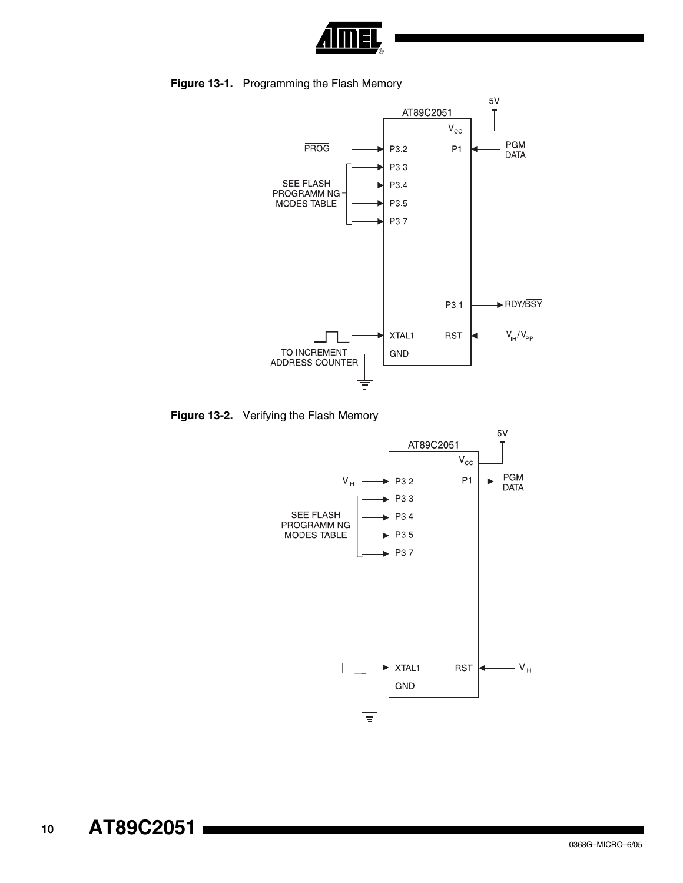**Figure 13-1.** Programming the Flash Memory

AT89C2051

5V

$V_{CC}$

$\overline{PROG}$ → P3.2

P1 ← PGM DATA

SEE FLASH PROGRAMMING MODES TABLE → P3.3, P3.4, P3.5, P3.7

P3.1 → RDY/$\overline{BSY}$

XTAL1 ← TO INCREMENT ADDRESS COUNTER

RST ← $V_{IH}/V_{PP}$

GND

**Figure 13-2.** Verifying the Flash Memory

AT89C2051

5V

$V_{CC}$

$V_{IH}$ → P3.2

P1 → PGM DATA

SEE FLASH PROGRAMMING MODES TABLE → P3.3, P3.4, P3.5, P3.7

XTAL1

RST ← $V_{IH}$

GND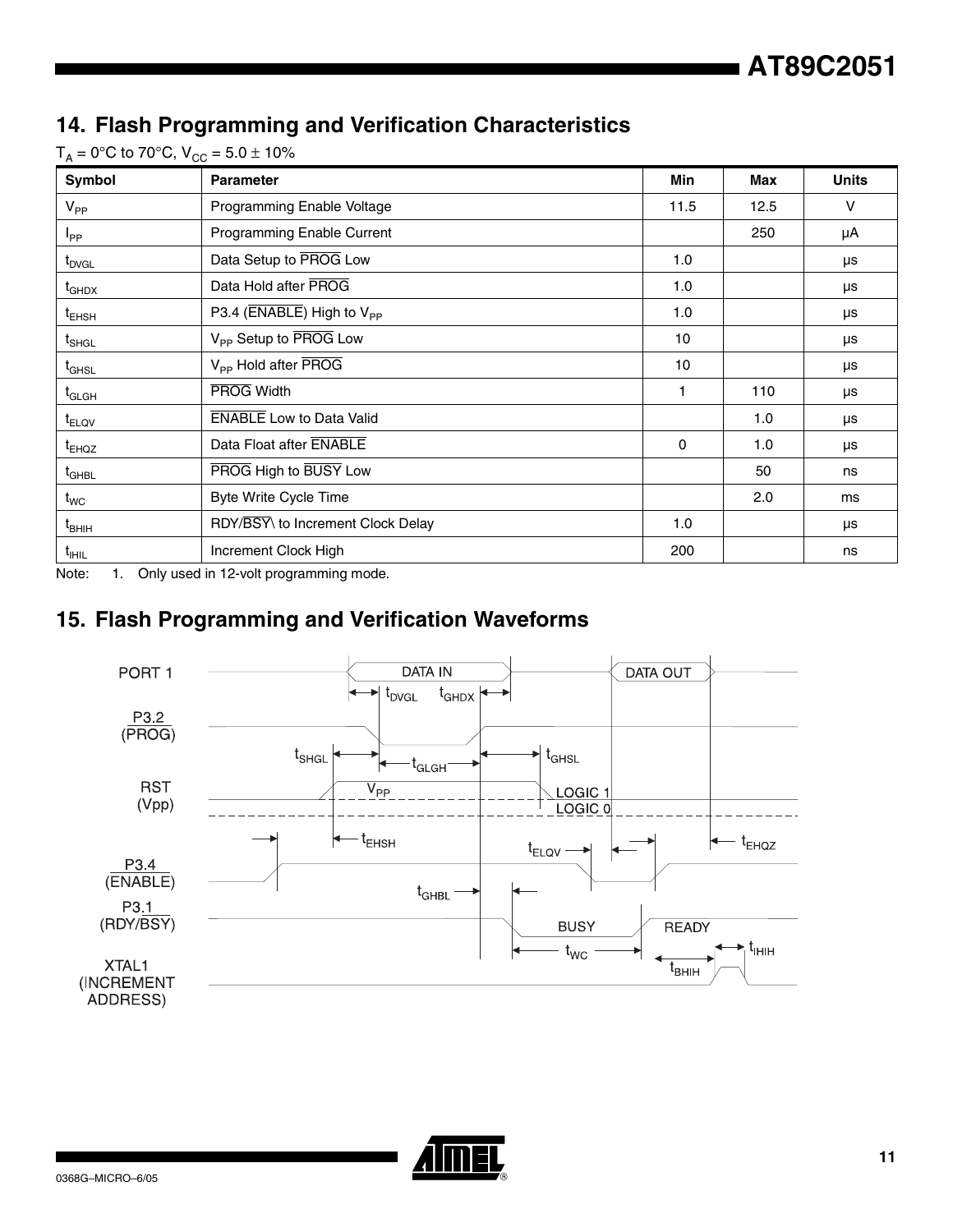## 14. Flash Programming and Verification Characteristics

$T_A$ = 0°C to 70°C, $V_{CC}$ = 5.0 ± 10%

| Symbol | Parameter | Min | Max | Units |
|---|---|---|---|---|
| $V_{PP}$ | Programming Enable Voltage | 11.5 | 12.5 | V |
| $I_{PP}$ | Programming Enable Current | | 250 | μA |
| $t_{DVGL}$ | Data Setup to $\overline{\text{PROG}}$ Low | 1.0 | | μs |
| $t_{GHDX}$ | Data Hold after $\overline{\text{PROG}}$ | 1.0 | | μs |
| $t_{EHSH}$ | P3.4 ($\overline{\text{ENABLE}}$) High to $V_{PP}$ | 1.0 | | μs |
| $t_{SHGL}$ | $V_{PP}$ Setup to $\overline{\text{PROG}}$ Low | 10 | | μs |
| $t_{GHSL}$ | $V_{PP}$ Hold after $\overline{\text{PROG}}$ | 10 | | μs |
| $t_{GLGH}$ | $\overline{\text{PROG}}$ Width | 1 | 110 | μs |
| $t_{ELQV}$ | $\overline{\text{ENABLE}}$ Low to Data Valid | | 1.0 | μs |
| $t_{EHQZ}$ | Data Float after $\overline{\text{ENABLE}}$ | 0 | 1.0 | μs |
| $t_{GHBL}$ | $\overline{\text{PROG}}$ High to $\overline{\text{BUSY}}$ Low | | 50 | ns |
| $t_{WC}$ | Byte Write Cycle Time | | 2.0 | ms |
| $t_{BHIH}$ | RDY/$\overline{\text{BSY}}$\ to Increment Clock Delay | 1.0 | | μs |
| $t_{IHIL}$ | Increment Clock High | 200 | | ns |

Note: 1. Only used in 12-volt programming mode.

## 15. Flash Programming and Verification Waveforms

PORT 1: DATA IN, DATA OUT, $t_{DVGL}$, $t_{GHDX}$

P3.2 ($\overline{\text{PROG}}$): $t_{SHGL}$, $t_{GLGH}$, $t_{GHSL}$

RST (Vpp): $V_{PP}$, LOGIC 1, LOGIC 0

P3.4 ($\overline{\text{ENABLE}}$): $t_{EHSH}$, $t_{ELQV}$, $t_{EHQZ}$

P3.1 (RDY/$\overline{\text{BSY}}$): $t_{GHBL}$, BUSY, READY, $t_{WC}$

XTAL1 (INCREMENT ADDRESS): $t_{BHIH}$, $t_{IHIH}$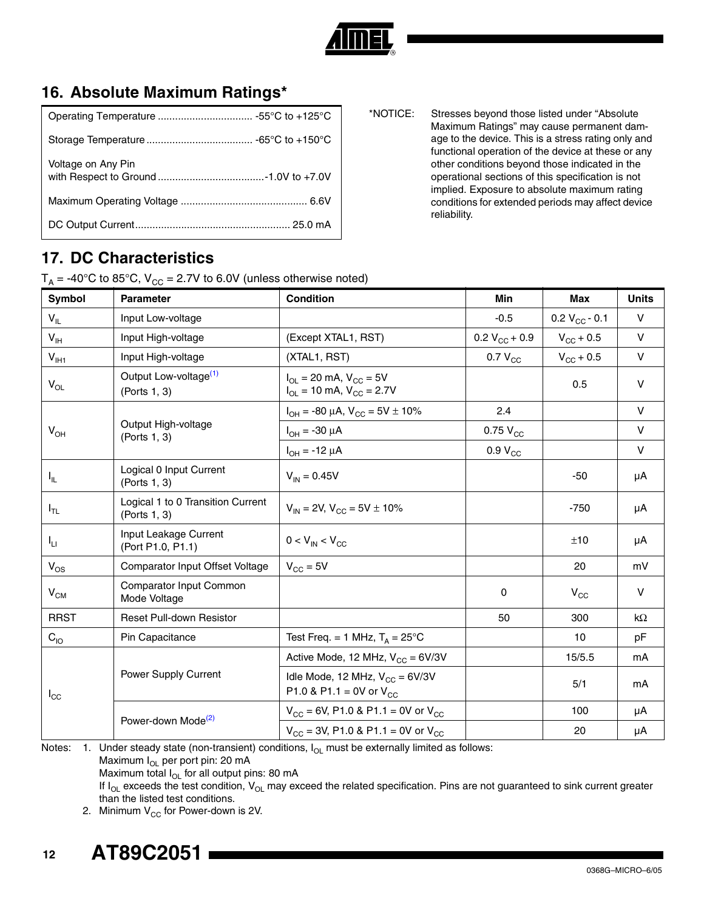## 16. Absolute Maximum Ratings*

| | |
|---|---|
| Operating Temperature | -55°C to +125°C |
| Storage Temperature | -65°C to +150°C |
| Voltage on Any Pin with Respect to Ground | -1.0V to +7.0V |
| Maximum Operating Voltage | 6.6V |
| DC Output Current | 25.0 mA |

*NOTICE: Stresses beyond those listed under "Absolute Maximum Ratings" may cause permanent damage to the device. This is a stress rating only and functional operation of the device at these or any other conditions beyond those indicated in the operational sections of this specification is not implied. Exposure to absolute maximum rating conditions for extended periods may affect device reliability.

## 17. DC Characteristics

$T_A$ = -40°C to 85°C, $V_{CC}$ = 2.7V to 6.0V (unless otherwise noted)

| Symbol | Parameter | Condition | Min | Max | Units |
|---|---|---|---|---|---|
| $V_{IL}$ | Input Low-voltage | | -0.5 | 0.2 $V_{CC}$ - 0.1 | V |
| $V_{IH}$ | Input High-voltage | (Except XTAL1, RST) | 0.2 $V_{CC}$ + 0.9 | $V_{CC}$ + 0.5 | V |
| $V_{IH1}$ | Input High-voltage | (XTAL1, RST) | 0.7 $V_{CC}$ | $V_{CC}$ + 0.5 | V |
| $V_{OL}$ | Output Low-voltage[(1)] (Ports 1, 3) | $I_{OL}$ = 20 mA, $V_{CC}$ = 5V<br>$I_{OL}$ = 10 mA, $V_{CC}$ = 2.7V | | 0.5 | V |
| $V_{OH}$ | Output High-voltage (Ports 1, 3) | $I_{OH}$ = -80 µA, $V_{CC}$ = 5V ± 10% | 2.4 | | V |
| | | $I_{OH}$ = -30 µA | 0.75 $V_{CC}$ | | V |
| | | $I_{OH}$ = -12 µA | 0.9 $V_{CC}$ | | V |
| $I_{IL}$ | Logical 0 Input Current (Ports 1, 3) | $V_{IN}$ = 0.45V | | -50 | µA |
| $I_{TL}$ | Logical 1 to 0 Transition Current (Ports 1, 3) | $V_{IN}$ = 2V, $V_{CC}$ = 5V ± 10% | | -750 | µA |
| $I_{LI}$ | Input Leakage Current (Port P1.0, P1.1) | $0 < V_{IN} < V_{CC}$ | | ±10 | µA |
| $V_{OS}$ | Comparator Input Offset Voltage | $V_{CC}$ = 5V | | 20 | mV |
| $V_{CM}$ | Comparator Input Common Mode Voltage | | 0 | $V_{CC}$ | V |
| RRST | Reset Pull-down Resistor | | 50 | 300 | kΩ |
| $C_{IO}$ | Pin Capacitance | Test Freq. = 1 MHz, $T_A$ = 25°C | | 10 | pF |
| $I_{CC}$ | Power Supply Current | Active Mode, 12 MHz, $V_{CC}$ = 6V/3V | | 15/5.5 | mA |
| | | Idle Mode, 12 MHz, $V_{CC}$ = 6V/3V<br>P1.0 & P1.1 = 0V or $V_{CC}$ | | 5/1 | mA |
| | Power-down Mode[(2)] | $V_{CC}$ = 6V, P1.0 & P1.1 = 0V or $V_{CC}$ | | 100 | µA |
| | | $V_{CC}$ = 3V, P1.0 & P1.1 = 0V or $V_{CC}$ | | 20 | µA |

Notes: 1. Under steady state (non-transient) conditions, $I_{OL}$ must be externally limited as follows:
Maximum $I_{OL}$ per port pin: 20 mA
Maximum total $I_{OL}$ for all output pins: 80 mA
If $I_{OL}$ exceeds the test condition, $V_{OL}$ may exceed the related specification. Pins are not guaranteed to sink current greater than the listed test conditions.

2. Minimum $V_{CC}$ for Power-down is 2V.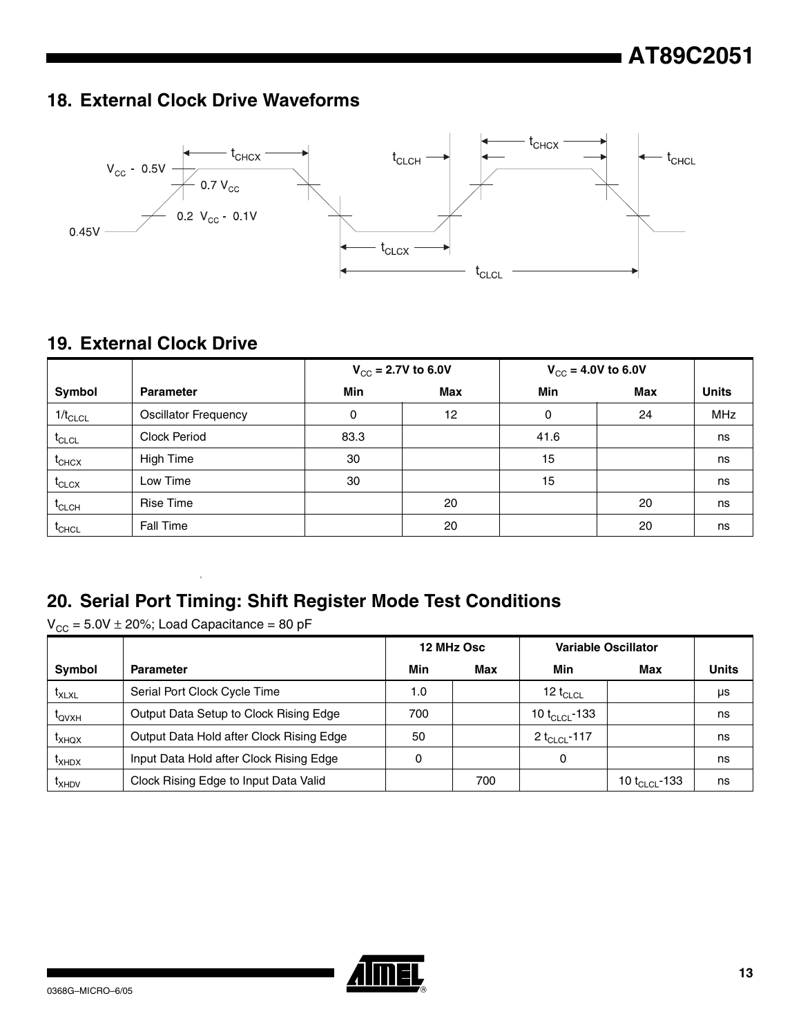## 18. External Clock Drive Waveforms

## 19. External Clock Drive

| Symbol | Parameter | $V_{CC}$ = 2.7V to 6.0V | | $V_{CC}$ = 4.0V to 6.0V | | Units |
|---|---|---|---|---|---|---|
| | | Min | Max | Min | Max | |
| $1/t_{CLCL}$ | Oscillator Frequency | 0 | 12 | 0 | 24 | MHz |
| $t_{CLCL}$ | Clock Period | 83.3 | | 41.6 | | ns |
| $t_{CHCX}$ | High Time | 30 | | 15 | | ns |
| $t_{CLCX}$ | Low Time | 30 | | 15 | | ns |
| $t_{CLCH}$ | Rise Time | | 20 | | 20 | ns |
| $t_{CHCL}$ | Fall Time | | 20 | | 20 | ns |

## 20. Serial Port Timing: Shift Register Mode Test Conditions

$V_{CC}$ = 5.0V ± 20%; Load Capacitance = 80 pF

| Symbol | Parameter | 12 MHz Osc | | Variable Oscillator | | Units |
|---|---|---|---|---|---|---|
| | | Min | Max | Min | Max | |
| $t_{XLXL}$ | Serial Port Clock Cycle Time | 1.0 | | 12 $t_{CLCL}$ | | µs |
| $t_{QVXH}$ | Output Data Setup to Clock Rising Edge | 700 | | 10 $t_{CLCL}$-133 | | ns |
| $t_{XHQX}$ | Output Data Hold after Clock Rising Edge | 50 | | 2 $t_{CLCL}$-117 | | ns |
| $t_{XHDX}$ | Input Data Hold after Clock Rising Edge | 0 | | 0 | | ns |
| $t_{XHDV}$ | Clock Rising Edge to Input Data Valid | | 700 | | 10 $t_{CLCL}$-133 | ns |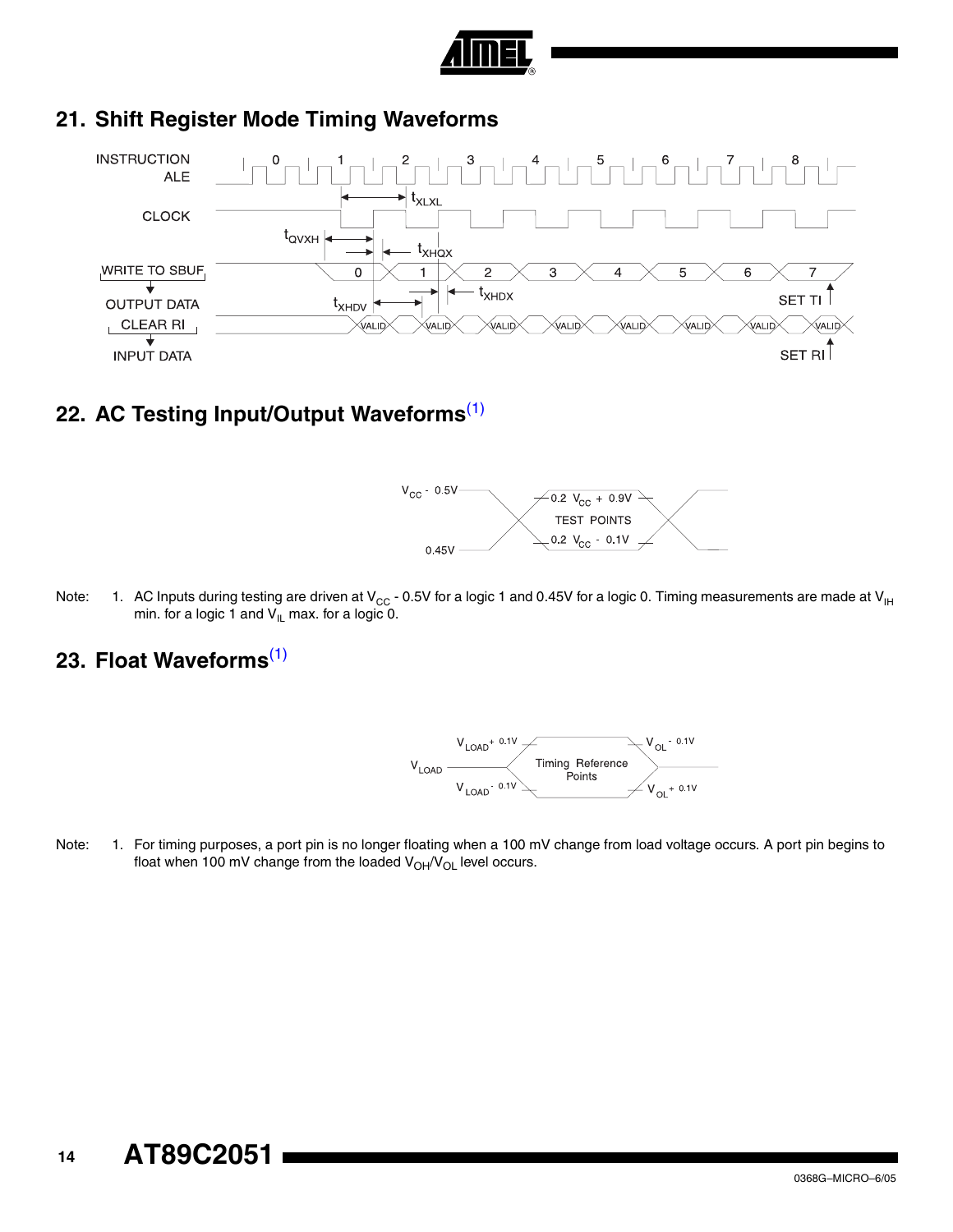## 21. Shift Register Mode Timing Waveforms

## 22. AC Testing Input/Output Waveforms[(1)]

Note: 1. AC Inputs during testing are driven at $V_{CC}$ - 0.5V for a logic 1 and 0.45V for a logic 0. Timing measurements are made at $V_{IH}$ min. for a logic 1 and $V_{IL}$ max. for a logic 0.

## 23. Float Waveforms[(1)]

Note: 1. For timing purposes, a port pin is no longer floating when a 100 mV change from load voltage occurs. A port pin begins to float when 100 mV change from the loaded $V_{OH}/V_{OL}$ level occurs.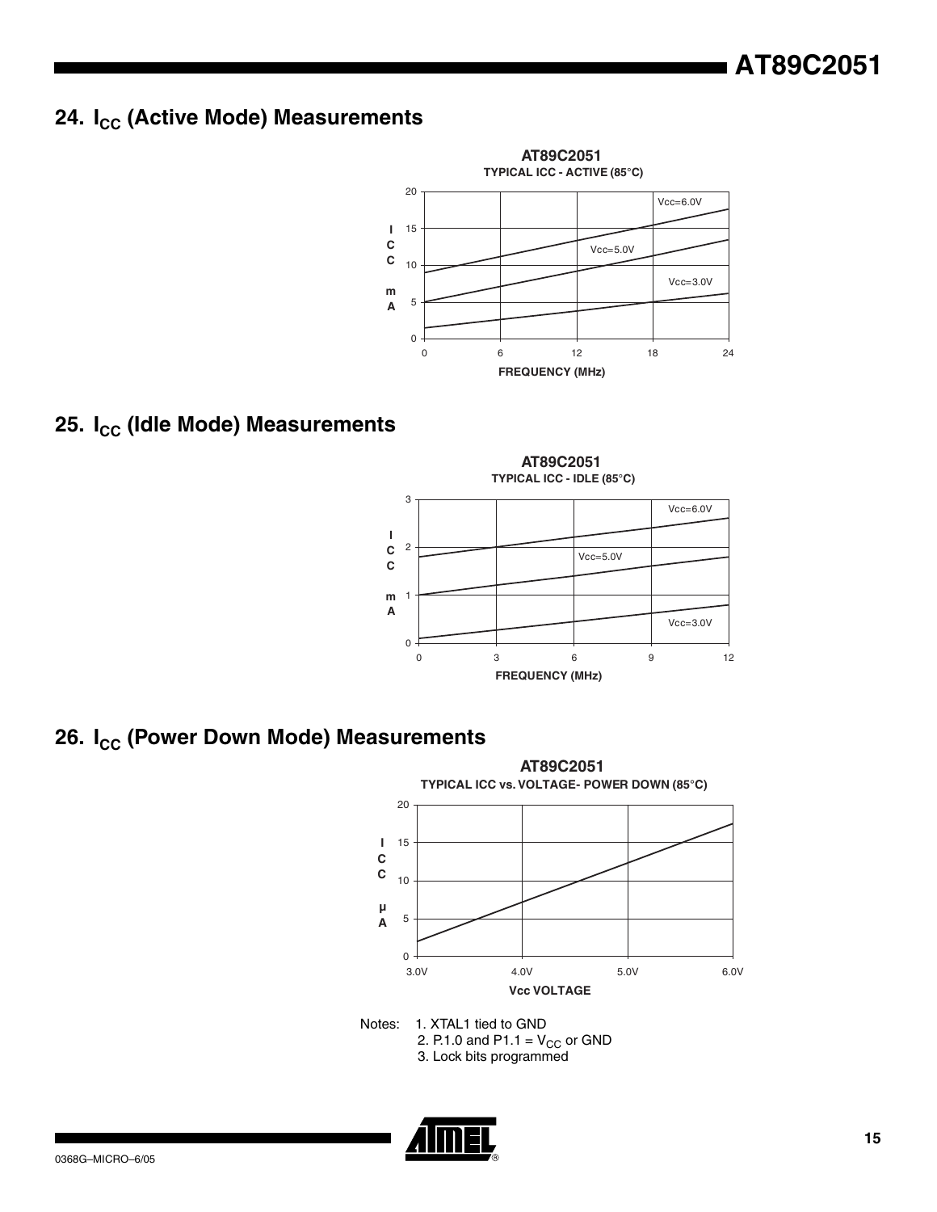## 24. $I_{CC}$ (Active Mode) Measurements

**AT89C2051**
**TYPICAL ICC - ACTIVE (85°C)**

Vcc=6.0V
Vcc=5.0V
Vcc=3.0V

ICC mA

FREQUENCY (MHz)

## 25. $I_{CC}$ (Idle Mode) Measurements

**AT89C2051**
**TYPICAL ICC - IDLE (85°C)**

Vcc=6.0V
Vcc=5.0V
Vcc=3.0V

ICC mA

FREQUENCY (MHz)

## 26. $I_{CC}$ (Power Down Mode) Measurements

**AT89C2051**
**TYPICAL ICC vs. VOLTAGE- POWER DOWN (85°C)**

ICC µA

Vcc VOLTAGE

Notes:
1. XTAL1 tied to GND
2. P.1.0 and P1.1 = $V_{CC}$ or GND
3. Lock bits programmed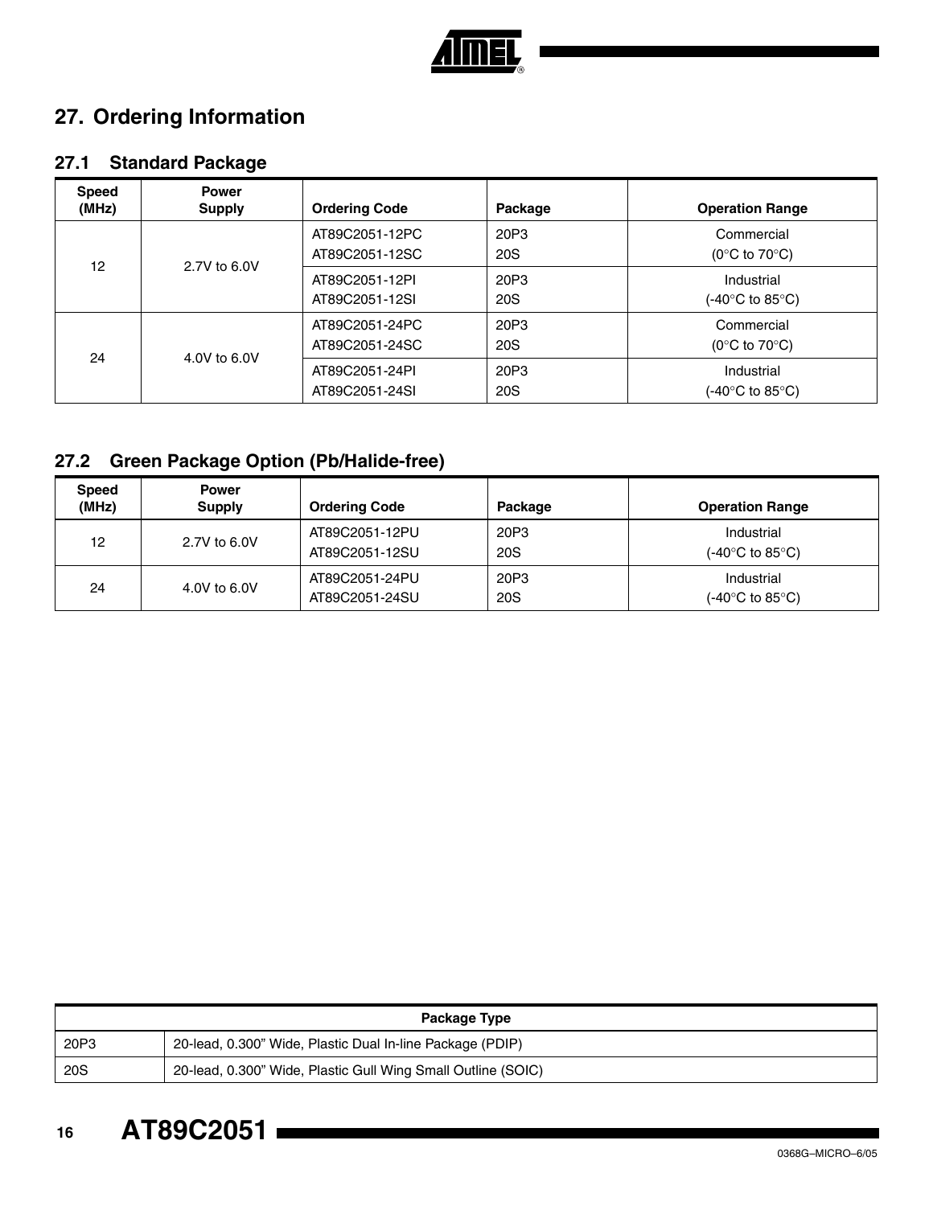# 27. Ordering Information

## 27.1 Standard Package

| Speed (MHz) | Power Supply | Ordering Code | Package | Operation Range |
|---|---|---|---|---|
| 12 | 2.7V to 6.0V | AT89C2051-12PC<br>AT89C2051-12SC | 20P3<br>20S | Commercial<br>(0°C to 70°C) |
| | | AT89C2051-12PI<br>AT89C2051-12SI | 20P3<br>20S | Industrial<br>(-40°C to 85°C) |
| 24 | 4.0V to 6.0V | AT89C2051-24PC<br>AT89C2051-24SC | 20P3<br>20S | Commercial<br>(0°C to 70°C) |
| | | AT89C2051-24PI<br>AT89C2051-24SI | 20P3<br>20S | Industrial<br>(-40°C to 85°C) |

## 27.2 Green Package Option (Pb/Halide-free)

| Speed (MHz) | Power Supply | Ordering Code | Package | Operation Range |
|---|---|---|---|---|
| 12 | 2.7V to 6.0V | AT89C2051-12PU<br>AT89C2051-12SU | 20P3<br>20S | Industrial<br>(-40°C to 85°C) |
| 24 | 4.0V to 6.0V | AT89C2051-24PU<br>AT89C2051-24SU | 20P3<br>20S | Industrial<br>(-40°C to 85°C) |

| Package Type | |
|---|---|
| 20P3 | 20-lead, 0.300" Wide, Plastic Dual In-line Package (PDIP) |
| 20S | 20-lead, 0.300" Wide, Plastic Gull Wing Small Outline (SOIC) |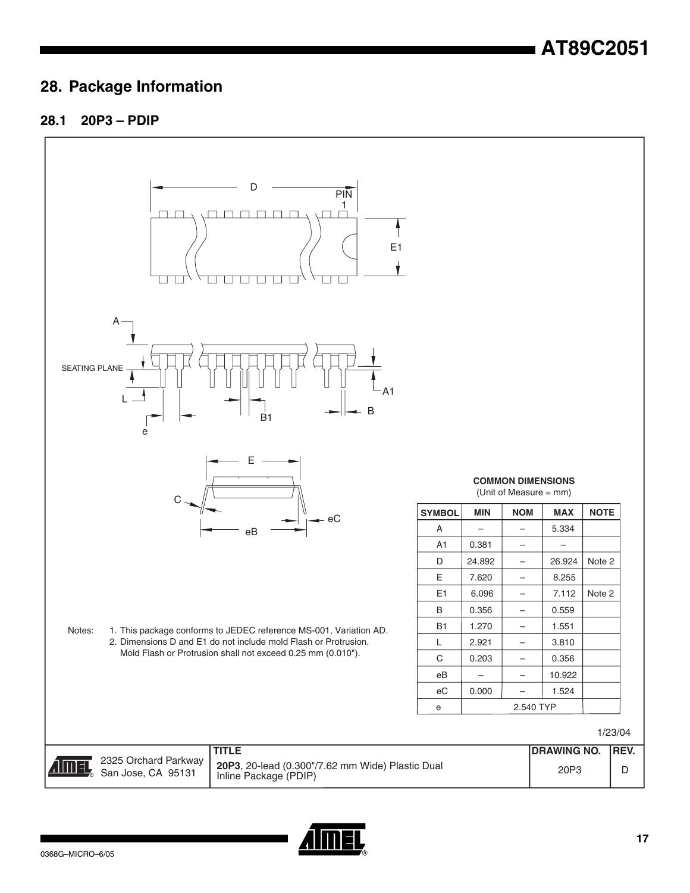## 28. Package Information

### 28.1 20P3 – PDIP

**COMMON DIMENSIONS**
(Unit of Measure = mm)

| SYMBOL | MIN | NOM | MAX | NOTE |
|---|---|---|---|---|
| A | – | – | 5.334 | |
| A1 | 0.381 | – | – | |
| D | 24.892 | – | 26.924 | Note 2 |
| E | 7.620 | – | 8.255 | |
| E1 | 6.096 | – | 7.112 | Note 2 |
| B | 0.356 | – | 0.559 | |
| B1 | 1.270 | – | 1.551 | |
| L | 2.921 | – | 3.810 | |
| C | 0.203 | – | 0.356 | |
| eB | – | – | 10.922 | |
| eC | 0.000 | – | 1.524 | |
| e | | 2.540 TYP | | |

Notes:
1. This package conforms to JEDEC reference MS-001, Variation AD.
2. Dimensions D and E1 do not include mold Flash or Protrusion. Mold Flash or Protrusion shall not exceed 0.25 mm (0.010").

1/23/04

| | TITLE | DRAWING NO. | REV. |
|---|---|---|---|
| 2325 Orchard Parkway San Jose, CA 95131 | **20P3**, 20-lead (0.300"/7.62 mm Wide) Plastic Dual Inline Package (PDIP) | 20P3 | D |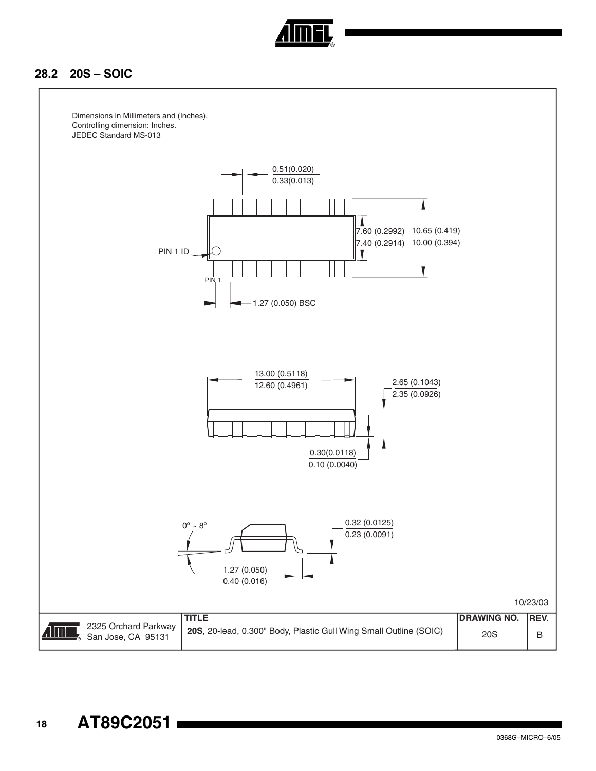## 28.2 20S – SOIC

Dimensions in Millimeters and (Inches).
Controlling dimension: Inches.
JEDEC Standard MS-013

0.51(0.020)
0.33(0.013)

7.60 (0.2992)
7.40 (0.2914)

10.65 (0.419)
10.00 (0.394)

PIN 1 ID

PIN 1

1.27 (0.050) BSC

13.00 (0.5118)
12.60 (0.4961)

2.65 (0.1043)
2.35 (0.0926)

0.30(0.0118)
0.10 (0.0040)

0° ~ 8°

0.32 (0.0125)
0.23 (0.0091)

1.27 (0.050)
0.40 (0.016)

10/23/03

| | TITLE | DRAWING NO. | REV. |
|---|---|---|---|
| 2325 Orchard Parkway San Jose, CA 95131 | **20S**, 20-lead, 0.300" Body, Plastic Gull Wing Small Outline (SOIC) | 20S | B |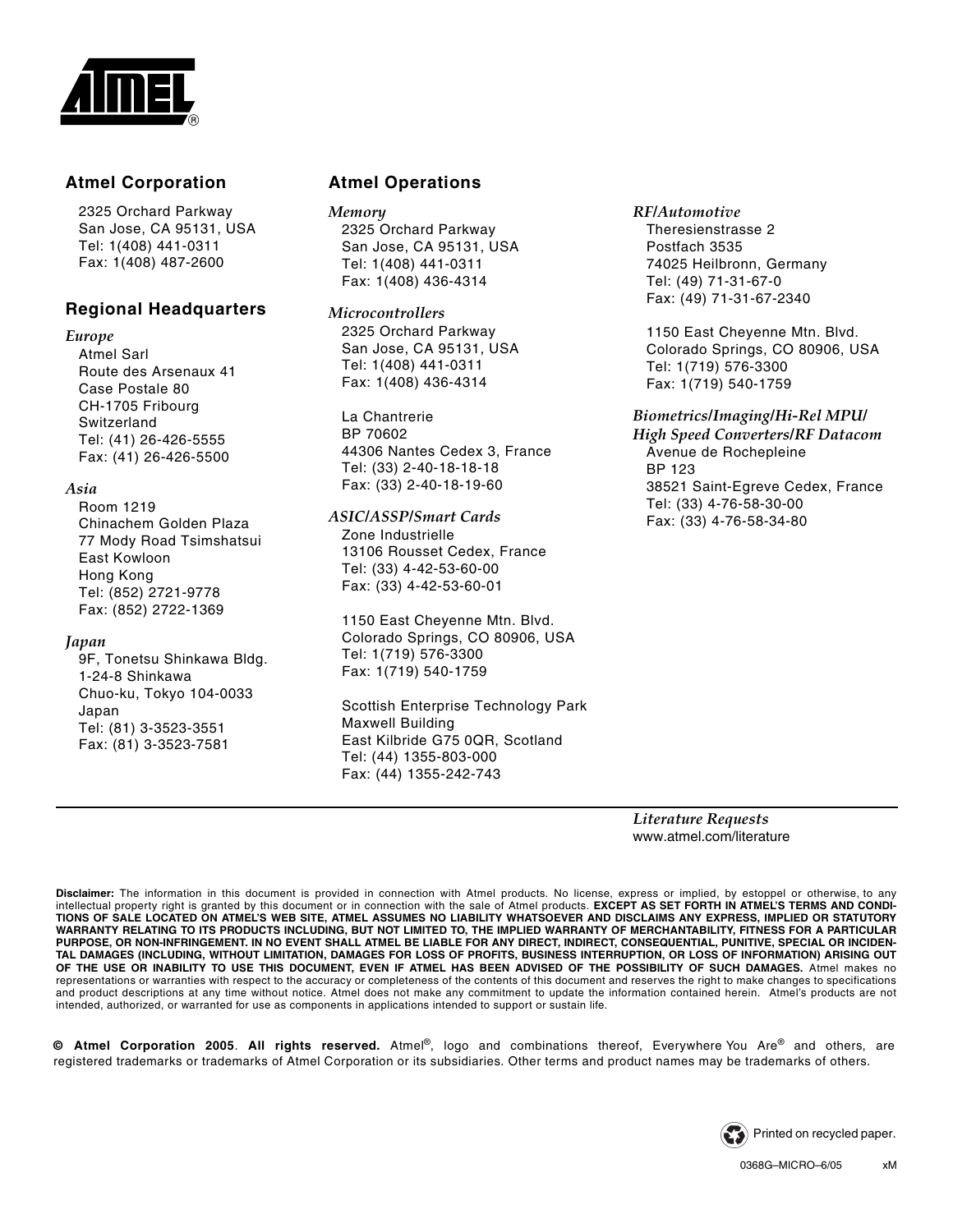## Atmel Corporation

2325 Orchard Parkway
San Jose, CA 95131, USA
Tel: 1(408) 441-0311
Fax: 1(408) 487-2600

## Regional Headquarters

*Europe*
Atmel Sarl
Route des Arsenaux 41
Case Postale 80
CH-1705 Fribourg
Switzerland
Tel: (41) 26-426-5555
Fax: (41) 26-426-5500

*Asia*
Room 1219
Chinachem Golden Plaza
77 Mody Road Tsimshatsui
East Kowloon
Hong Kong
Tel: (852) 2721-9778
Fax: (852) 2722-1369

*Japan*
9F, Tonetsu Shinkawa Bldg.
1-24-8 Shinkawa
Chuo-ku, Tokyo 104-0033
Japan
Tel: (81) 3-3523-3551
Fax: (81) 3-3523-7581

## Atmel Operations

*Memory*
2325 Orchard Parkway
San Jose, CA 95131, USA
Tel: 1(408) 441-0311
Fax: 1(408) 436-4314

*Microcontrollers*
2325 Orchard Parkway
San Jose, CA 95131, USA
Tel: 1(408) 441-0311
Fax: 1(408) 436-4314

La Chantrerie
BP 70602
44306 Nantes Cedex 3, France
Tel: (33) 2-40-18-18-18
Fax: (33) 2-40-18-19-60

*ASIC/ASSP/Smart Cards*
Zone Industrielle
13106 Rousset Cedex, France
Tel: (33) 4-42-53-60-00
Fax: (33) 4-42-53-60-01

1150 East Cheyenne Mtn. Blvd.
Colorado Springs, CO 80906, USA
Tel: 1(719) 576-3300
Fax: 1(719) 540-1759

Scottish Enterprise Technology Park
Maxwell Building
East Kilbride G75 0QR, Scotland
Tel: (44) 1355-803-000
Fax: (44) 1355-242-743

*RF/Automotive*
Theresienstrasse 2
Postfach 3535
74025 Heilbronn, Germany
Tel: (49) 71-31-67-0
Fax: (49) 71-31-67-2340

1150 East Cheyenne Mtn. Blvd.
Colorado Springs, CO 80906, USA
Tel: 1(719) 576-3300
Fax: 1(719) 540-1759

*Biometrics/Imaging/Hi-Rel MPU/High Speed Converters/RF Datacom*
Avenue de Rochepleine
BP 123
38521 Saint-Egreve Cedex, France
Tel: (33) 4-76-58-30-00
Fax: (33) 4-76-58-34-80

*Literature Requests*
www.atmel.com/literature

**Disclaimer:** The information in this document is provided in connection with Atmel products. No license, express or implied, by estoppel or otherwise, to any intellectual property right is granted by this document or in connection with the sale of Atmel products. **EXCEPT AS SET FORTH IN ATMEL'S TERMS AND CONDITIONS OF SALE LOCATED ON ATMEL'S WEB SITE, ATMEL ASSUMES NO LIABILITY WHATSOEVER AND DISCLAIMS ANY EXPRESS, IMPLIED OR STATUTORY WARRANTY RELATING TO ITS PRODUCTS INCLUDING, BUT NOT LIMITED TO, THE IMPLIED WARRANTY OF MERCHANTABILITY, FITNESS FOR A PARTICULAR PURPOSE, OR NON-INFRINGEMENT. IN NO EVENT SHALL ATMEL BE LIABLE FOR ANY DIRECT, INDIRECT, CONSEQUENTIAL, PUNITIVE, SPECIAL OR INCIDENTAL DAMAGES (INCLUDING, WITHOUT LIMITATION, DAMAGES FOR LOSS OF PROFITS, BUSINESS INTERRUPTION, OR LOSS OF INFORMATION) ARISING OUT OF THE USE OR INABILITY TO USE THIS DOCUMENT, EVEN IF ATMEL HAS BEEN ADVISED OF THE POSSIBILITY OF SUCH DAMAGES.** Atmel makes no representations or warranties with respect to the accuracy or completeness of the contents of this document and reserves the right to make changes to specifications and product descriptions at any time without notice. Atmel does not make any commitment to update the information contained herein. Atmel's products are not intended, authorized, or warranted for use as components in applications intended to support or sustain life.

**© Atmel Corporation 2005**. **All rights reserved.** Atmel®, logo and combinations thereof, Everywhere You Are® and others, are registered trademarks or trademarks of Atmel Corporation or its subsidiaries. Other terms and product names may be trademarks of others.

Printed on recycled paper.

0368G–MICRO–6/05 xM